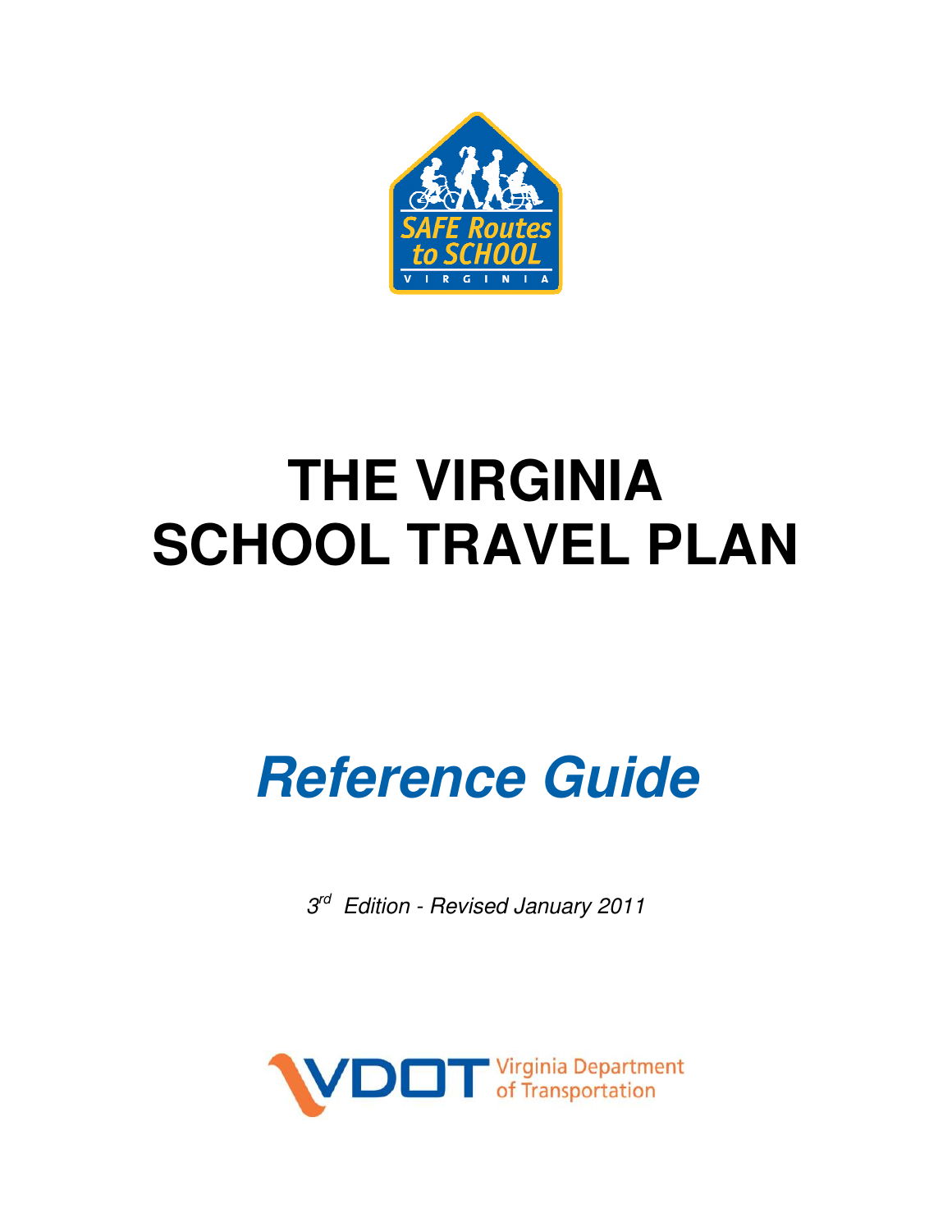# THE VIRGINIA SCHOOL TRAVEL PLAN

## *Reference Guide*

*3rd Edition - Revised January 2011*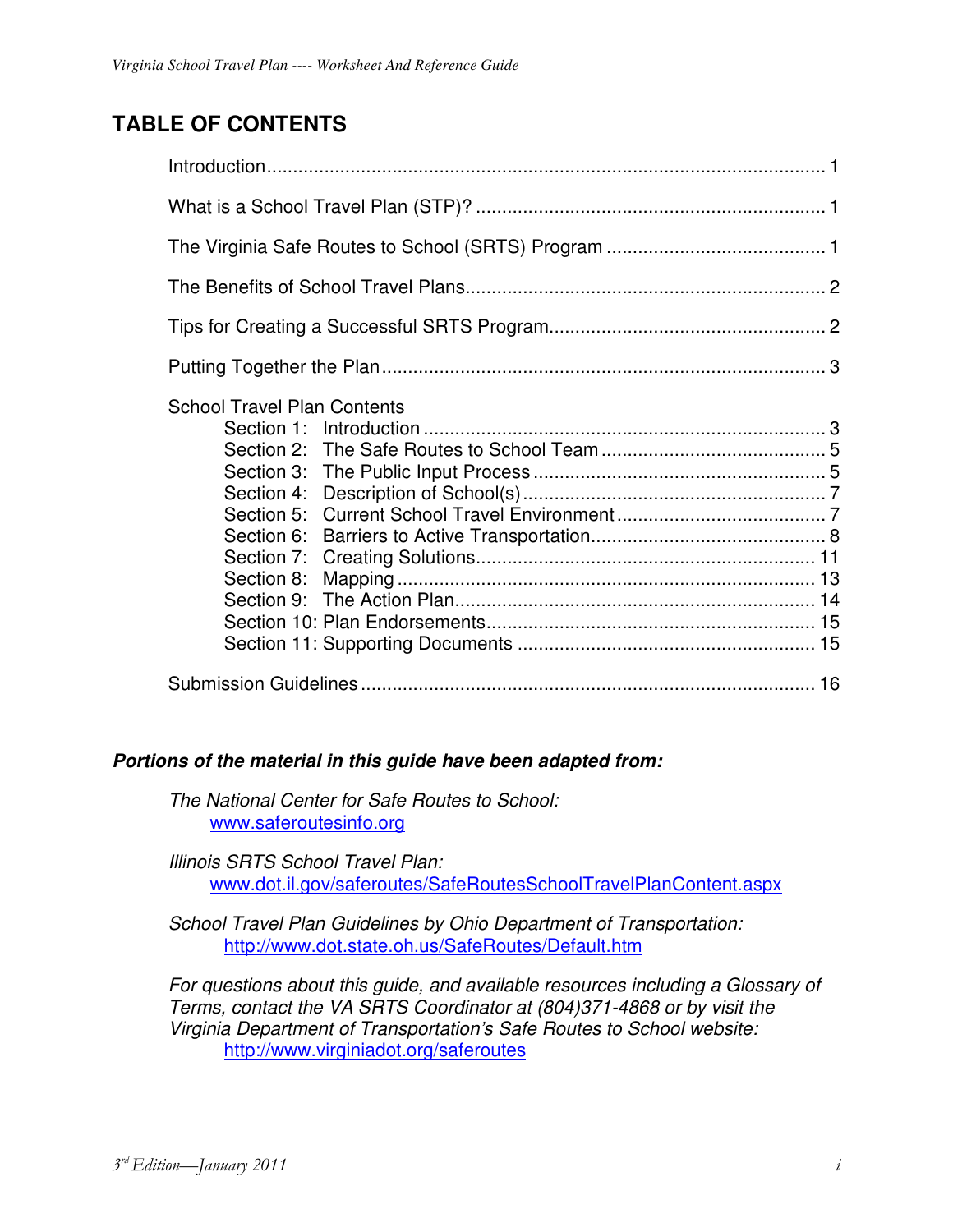# TABLE OF CONTENTS

Introduction .......................................................................................... 1

What is a School Travel Plan (STP)? .................................................. 1

The Virginia Safe Routes to School (SRTS) Program .......................................... 1

The Benefits of School Travel Plans .................................................... 2

Tips for Creating a Successful SRTS Program .................................................... 2

Putting Together the Plan .................................................................... 3

School Travel Plan Contents

- Section 1: Introduction ............................................................................ 3
- Section 2: The Safe Routes to School Team ........................................... 5
- Section 3: The Public Input Process ....................................................... 5
- Section 4: Description of School(s) ......................................................... 7
- Section 5: Current School Travel Environment ........................................ 7
- Section 6: Barriers to Active Transportation ............................................ 8
- Section 7: Creating Solutions ................................................................ 11
- Section 8: Mapping ............................................................................... 13
- Section 9: The Action Plan .................................................................... 14
- Section 10: Plan Endorsements ............................................................. 15
- Section 11: Supporting Documents ........................................................ 15

Submission Guidelines ...................................................................................... 16

***Portions of the material in this guide have been adapted from:***

*The National Center for Safe Routes to School:*
www.saferoutesinfo.org

*Illinois SRTS School Travel Plan:*
www.dot.il.gov/saferoutes/SafeRoutesSchoolTravelPlanContent.aspx

*School Travel Plan Guidelines by Ohio Department of Transportation:*
http://www.dot.state.oh.us/SafeRoutes/Default.htm

*For questions about this guide, and available resources including a Glossary of Terms, contact the VA SRTS Coordinator at (804)371-4868 or by visit the Virginia Department of Transportation's Safe Routes to School website:*
http://www.virginiadot.org/saferoutes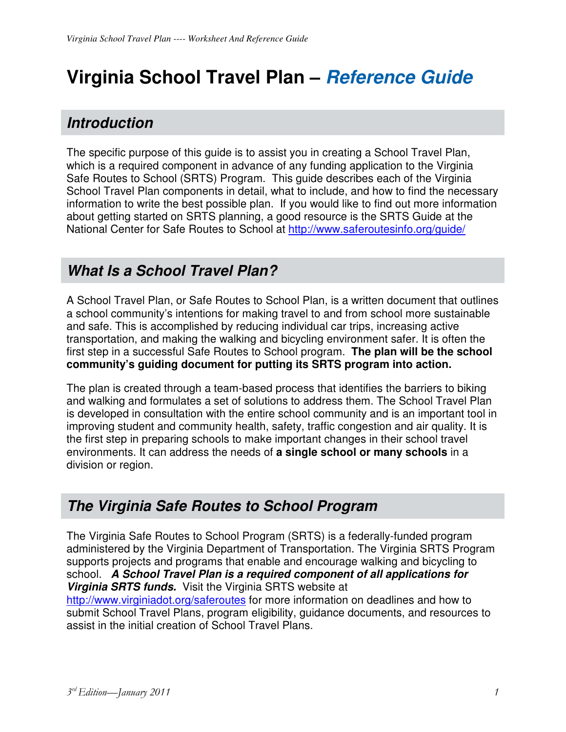# Virginia School Travel Plan – *Reference Guide*

## *Introduction*

The specific purpose of this guide is to assist you in creating a School Travel Plan, which is a required component in advance of any funding application to the Virginia Safe Routes to School (SRTS) Program. This guide describes each of the Virginia School Travel Plan components in detail, what to include, and how to find the necessary information to write the best possible plan. If you would like to find out more information about getting started on SRTS planning, a good resource is the SRTS Guide at the National Center for Safe Routes to School at http://www.saferoutesinfo.org/guide/

## *What Is a School Travel Plan?*

A School Travel Plan, or Safe Routes to School Plan, is a written document that outlines a school community's intentions for making travel to and from school more sustainable and safe. This is accomplished by reducing individual car trips, increasing active transportation, and making the walking and bicycling environment safer. It is often the first step in a successful Safe Routes to School program. **The plan will be the school community's guiding document for putting its SRTS program into action.**

The plan is created through a team-based process that identifies the barriers to biking and walking and formulates a set of solutions to address them. The School Travel Plan is developed in consultation with the entire school community and is an important tool in improving student and community health, safety, traffic congestion and air quality. It is the first step in preparing schools to make important changes in their school travel environments. It can address the needs of **a single school or many schools** in a division or region.

## *The Virginia Safe Routes to School Program*

The Virginia Safe Routes to School Program (SRTS) is a federally-funded program administered by the Virginia Department of Transportation. The Virginia SRTS Program supports projects and programs that enable and encourage walking and bicycling to school. ***A School Travel Plan is a required component of all applications for Virginia SRTS funds.*** Visit the Virginia SRTS website at http://www.virginiadot.org/saferoutes for more information on deadlines and how to submit School Travel Plans, program eligibility, guidance documents, and resources to assist in the initial creation of School Travel Plans.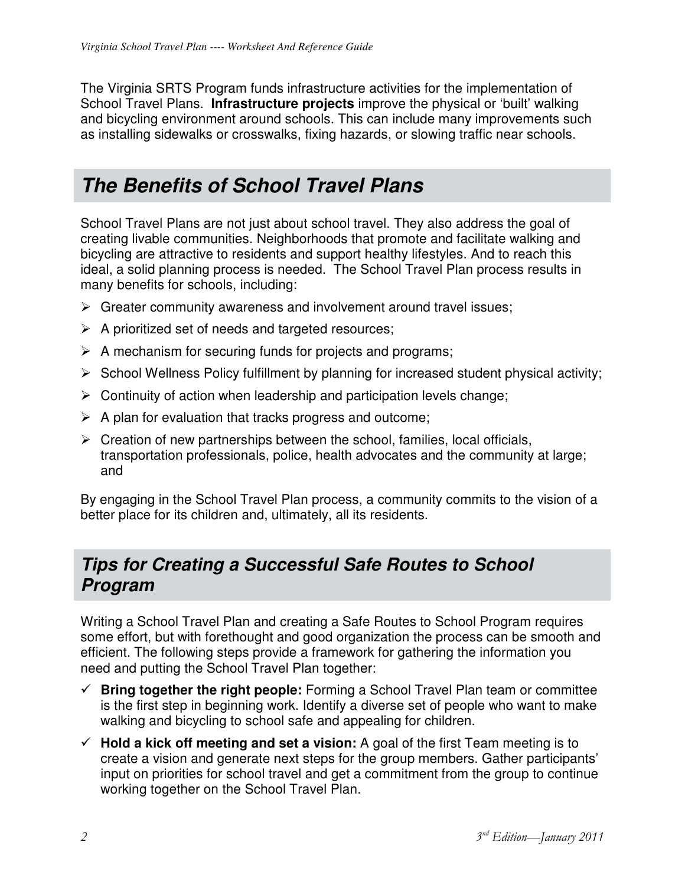The Virginia SRTS Program funds infrastructure activities for the implementation of School Travel Plans. **Infrastructure projects** improve the physical or 'built' walking and bicycling environment around schools. This can include many improvements such as installing sidewalks or crosswalks, fixing hazards, or slowing traffic near schools.

## *The Benefits of School Travel Plans*

School Travel Plans are not just about school travel. They also address the goal of creating livable communities. Neighborhoods that promote and facilitate walking and bicycling are attractive to residents and support healthy lifestyles. And to reach this ideal, a solid planning process is needed. The School Travel Plan process results in many benefits for schools, including:

- Greater community awareness and involvement around travel issues;
- A prioritized set of needs and targeted resources;
- A mechanism for securing funds for projects and programs;
- School Wellness Policy fulfillment by planning for increased student physical activity;
- Continuity of action when leadership and participation levels change;
- A plan for evaluation that tracks progress and outcome;
- Creation of new partnerships between the school, families, local officials, transportation professionals, police, health advocates and the community at large; and

By engaging in the School Travel Plan process, a community commits to the vision of a better place for its children and, ultimately, all its residents.

### *Tips for Creating a Successful Safe Routes to School Program*

Writing a School Travel Plan and creating a Safe Routes to School Program requires some effort, but with forethought and good organization the process can be smooth and efficient. The following steps provide a framework for gathering the information you need and putting the School Travel Plan together:

- ✓ **Bring together the right people:** Forming a School Travel Plan team or committee is the first step in beginning work. Identify a diverse set of people who want to make walking and bicycling to school safe and appealing for children.
- ✓ **Hold a kick off meeting and set a vision:** A goal of the first Team meeting is to create a vision and generate next steps for the group members. Gather participants' input on priorities for school travel and get a commitment from the group to continue working together on the School Travel Plan.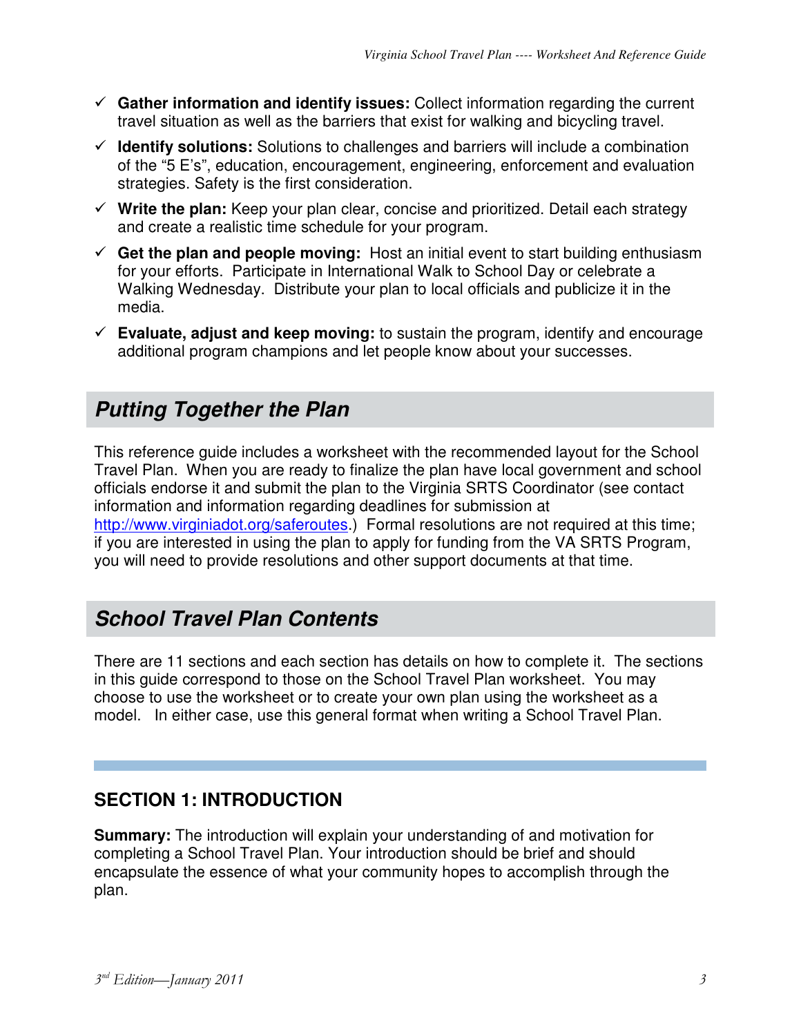- ✓ **Gather information and identify issues:** Collect information regarding the current travel situation as well as the barriers that exist for walking and bicycling travel.
- ✓ **Identify solutions:** Solutions to challenges and barriers will include a combination of the "5 E's", education, encouragement, engineering, enforcement and evaluation strategies. Safety is the first consideration.
- ✓ **Write the plan:** Keep your plan clear, concise and prioritized. Detail each strategy and create a realistic time schedule for your program.
- ✓ **Get the plan and people moving:** Host an initial event to start building enthusiasm for your efforts. Participate in International Walk to School Day or celebrate a Walking Wednesday. Distribute your plan to local officials and publicize it in the media.
- ✓ **Evaluate, adjust and keep moving:** to sustain the program, identify and encourage additional program champions and let people know about your successes.

## *Putting Together the Plan*

This reference guide includes a worksheet with the recommended layout for the School Travel Plan. When you are ready to finalize the plan have local government and school officials endorse it and submit the plan to the Virginia SRTS Coordinator (see contact information and information regarding deadlines for submission at http://www.virginiadot.org/saferoutes.) Formal resolutions are not required at this time; if you are interested in using the plan to apply for funding from the VA SRTS Program, you will need to provide resolutions and other support documents at that time.

## *School Travel Plan Contents*

There are 11 sections and each section has details on how to complete it. The sections in this guide correspond to those on the School Travel Plan worksheet. You may choose to use the worksheet or to create your own plan using the worksheet as a model. In either case, use this general format when writing a School Travel Plan.

### SECTION 1: INTRODUCTION

**Summary:** The introduction will explain your understanding of and motivation for completing a School Travel Plan. Your introduction should be brief and should encapsulate the essence of what your community hopes to accomplish through the plan.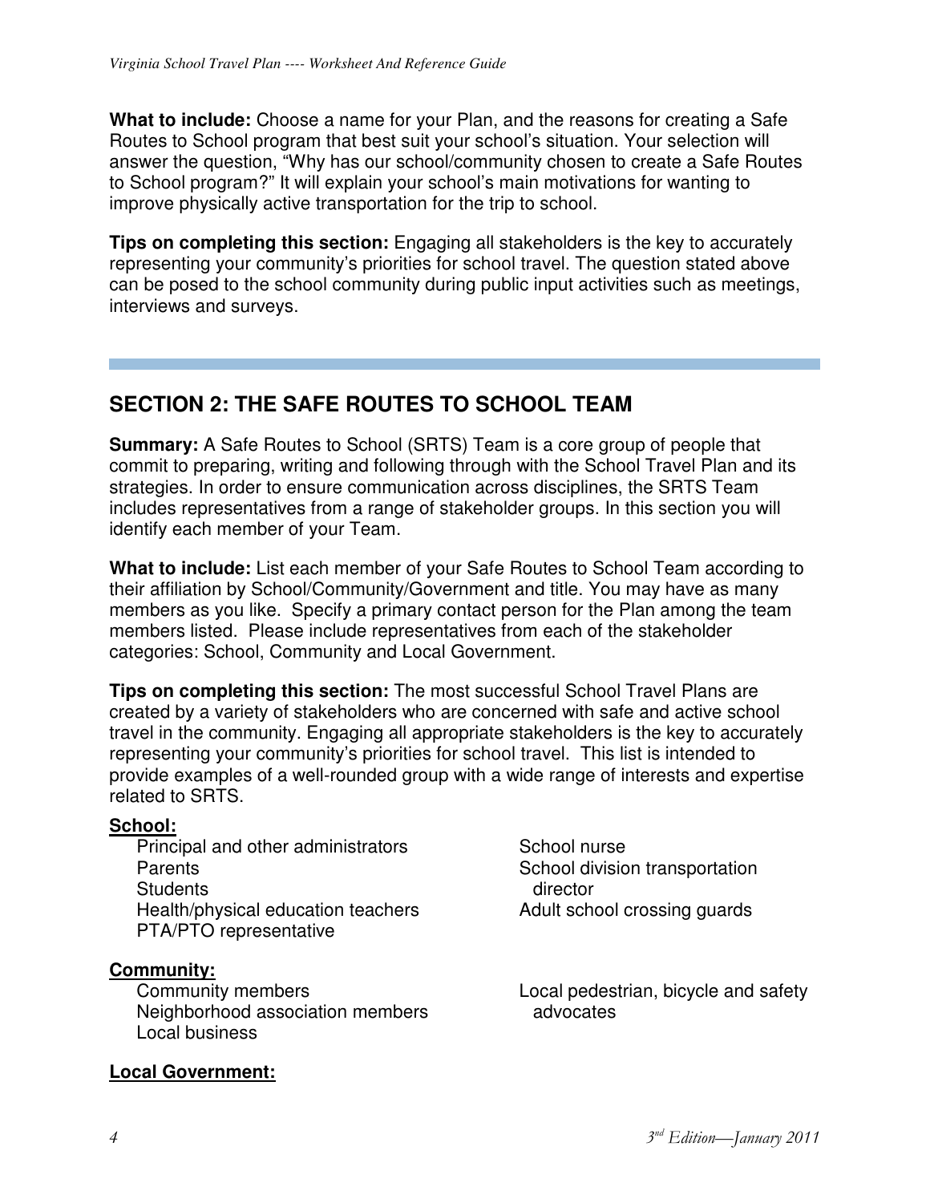**What to include:** Choose a name for your Plan, and the reasons for creating a Safe Routes to School program that best suit your school's situation. Your selection will answer the question, "Why has our school/community chosen to create a Safe Routes to School program?" It will explain your school's main motivations for wanting to improve physically active transportation for the trip to school.

**Tips on completing this section:** Engaging all stakeholders is the key to accurately representing your community's priorities for school travel. The question stated above can be posed to the school community during public input activities such as meetings, interviews and surveys.

---

## SECTION 2: THE SAFE ROUTES TO SCHOOL TEAM

**Summary:** A Safe Routes to School (SRTS) Team is a core group of people that commit to preparing, writing and following through with the School Travel Plan and its strategies. In order to ensure communication across disciplines, the SRTS Team includes representatives from a range of stakeholder groups. In this section you will identify each member of your Team.

**What to include:** List each member of your Safe Routes to School Team according to their affiliation by School/Community/Government and title. You may have as many members as you like. Specify a primary contact person for the Plan among the team members listed. Please include representatives from each of the stakeholder categories: School, Community and Local Government.

**Tips on completing this section:** The most successful School Travel Plans are created by a variety of stakeholders who are concerned with safe and active school travel in the community. Engaging all appropriate stakeholders is the key to accurately representing your community's priorities for school travel. This list is intended to provide examples of a well-rounded group with a wide range of interests and expertise related to SRTS.

**School:**

- Principal and other administrators
- Parents
- Students
- Health/physical education teachers
- PTA/PTO representative
- School nurse
- School division transportation director
- Adult school crossing guards

**Community:**

- Community members
- Neighborhood association members
- Local business
- Local pedestrian, bicycle and safety advocates

**Local Government:**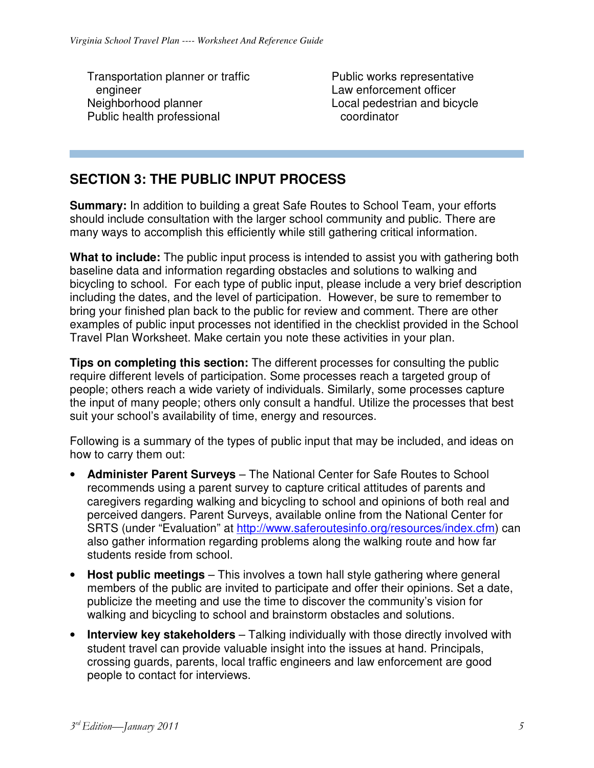- Transportation planner or traffic engineer
- Neighborhood planner
- Public health professional
- Public works representative
- Law enforcement officer
- Local pedestrian and bicycle coordinator

## SECTION 3: THE PUBLIC INPUT PROCESS

**Summary:** In addition to building a great Safe Routes to School Team, your efforts should include consultation with the larger school community and public. There are many ways to accomplish this efficiently while still gathering critical information.

**What to include:** The public input process is intended to assist you with gathering both baseline data and information regarding obstacles and solutions to walking and bicycling to school. For each type of public input, please include a very brief description including the dates, and the level of participation. However, be sure to remember to bring your finished plan back to the public for review and comment. There are other examples of public input processes not identified in the checklist provided in the School Travel Plan Worksheet. Make certain you note these activities in your plan.

**Tips on completing this section:** The different processes for consulting the public require different levels of participation. Some processes reach a targeted group of people; others reach a wide variety of individuals. Similarly, some processes capture the input of many people; others only consult a handful. Utilize the processes that best suit your school's availability of time, energy and resources.

Following is a summary of the types of public input that may be included, and ideas on how to carry them out:

- **Administer Parent Surveys** – The National Center for Safe Routes to School recommends using a parent survey to capture critical attitudes of parents and caregivers regarding walking and bicycling to school and opinions of both real and perceived dangers. Parent Surveys, available online from the National Center for SRTS (under "Evaluation" at http://www.saferoutesinfo.org/resources/index.cfm) can also gather information regarding problems along the walking route and how far students reside from school.
- **Host public meetings** – This involves a town hall style gathering where general members of the public are invited to participate and offer their opinions. Set a date, publicize the meeting and use the time to discover the community's vision for walking and bicycling to school and brainstorm obstacles and solutions.
- **Interview key stakeholders** – Talking individually with those directly involved with student travel can provide valuable insight into the issues at hand. Principals, crossing guards, parents, local traffic engineers and law enforcement are good people to contact for interviews.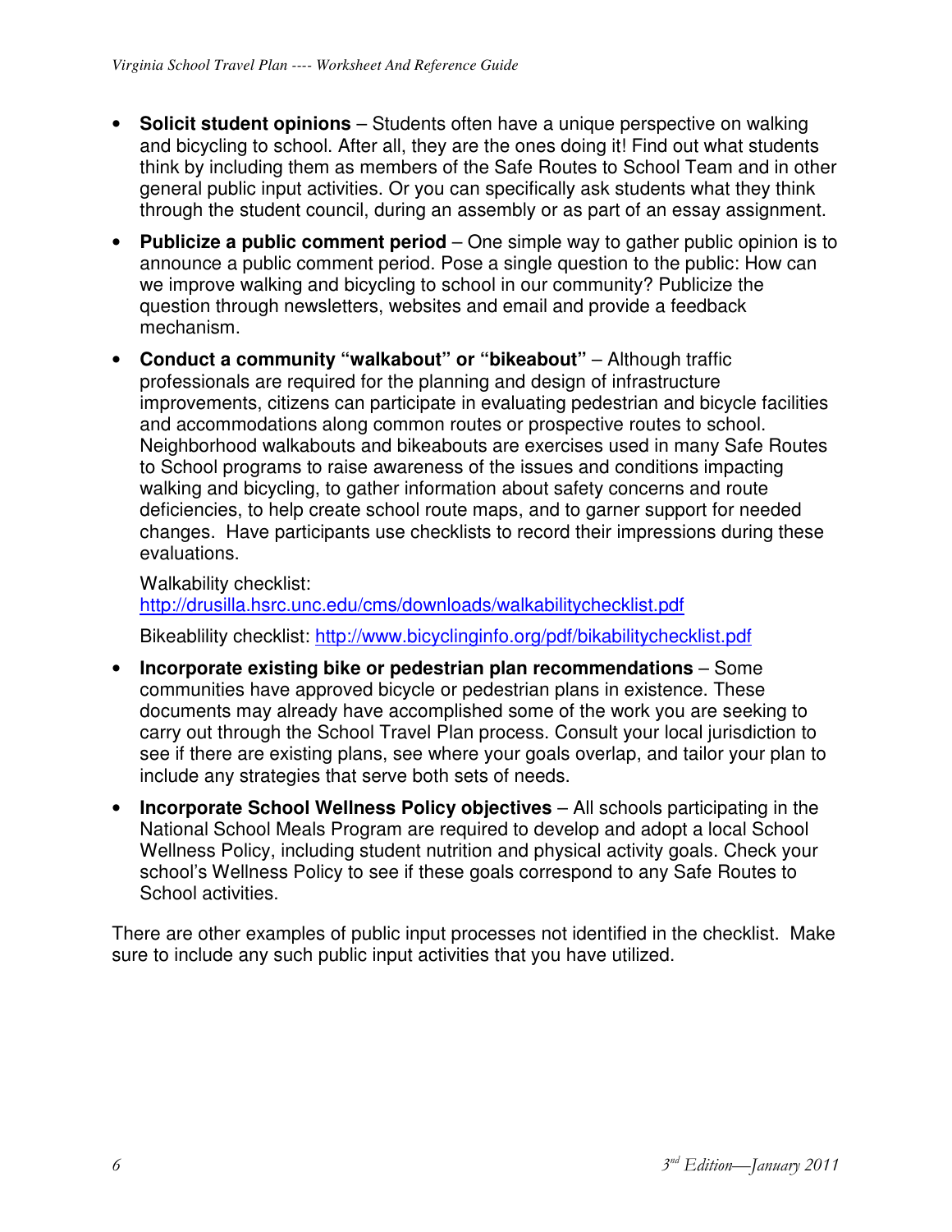- **Solicit student opinions** – Students often have a unique perspective on walking and bicycling to school. After all, they are the ones doing it! Find out what students think by including them as members of the Safe Routes to School Team and in other general public input activities. Or you can specifically ask students what they think through the student council, during an assembly or as part of an essay assignment.

- **Publicize a public comment period** – One simple way to gather public opinion is to announce a public comment period. Pose a single question to the public: How can we improve walking and bicycling to school in our community? Publicize the question through newsletters, websites and email and provide a feedback mechanism.

- **Conduct a community "walkabout" or "bikeabout"** – Although traffic professionals are required for the planning and design of infrastructure improvements, citizens can participate in evaluating pedestrian and bicycle facilities and accommodations along common routes or prospective routes to school. Neighborhood walkabouts and bikeabouts are exercises used in many Safe Routes to School programs to raise awareness of the issues and conditions impacting walking and bicycling, to gather information about safety concerns and route deficiencies, to help create school route maps, and to garner support for needed changes. Have participants use checklists to record their impressions during these evaluations.

  Walkability checklist: http://drusilla.hsrc.unc.edu/cms/downloads/walkabilitychecklist.pdf

  Bikeablility checklist: http://www.bicyclinginfo.org/pdf/bikabilitychecklist.pdf

- **Incorporate existing bike or pedestrian plan recommendations** – Some communities have approved bicycle or pedestrian plans in existence. These documents may already have accomplished some of the work you are seeking to carry out through the School Travel Plan process. Consult your local jurisdiction to see if there are existing plans, see where your goals overlap, and tailor your plan to include any strategies that serve both sets of needs.

- **Incorporate School Wellness Policy objectives** – All schools participating in the National School Meals Program are required to develop and adopt a local School Wellness Policy, including student nutrition and physical activity goals. Check your school's Wellness Policy to see if these goals correspond to any Safe Routes to School activities.

There are other examples of public input processes not identified in the checklist. Make sure to include any such public input activities that you have utilized.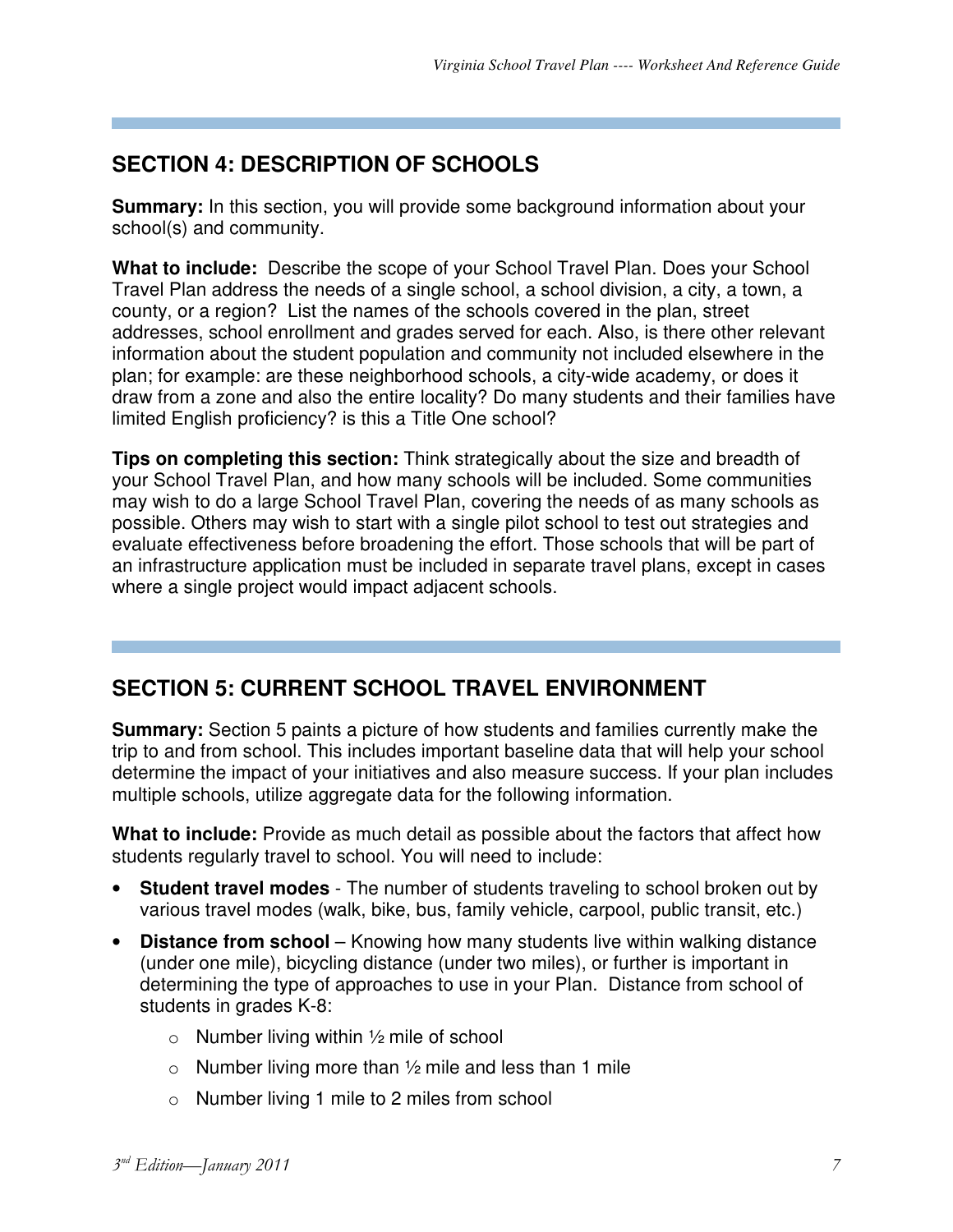## SECTION 4: DESCRIPTION OF SCHOOLS

**Summary:** In this section, you will provide some background information about your school(s) and community.

**What to include:** Describe the scope of your School Travel Plan. Does your School Travel Plan address the needs of a single school, a school division, a city, a town, a county, or a region? List the names of the schools covered in the plan, street addresses, school enrollment and grades served for each. Also, is there other relevant information about the student population and community not included elsewhere in the plan; for example: are these neighborhood schools, a city-wide academy, or does it draw from a zone and also the entire locality? Do many students and their families have limited English proficiency? is this a Title One school?

**Tips on completing this section:** Think strategically about the size and breadth of your School Travel Plan, and how many schools will be included. Some communities may wish to do a large School Travel Plan, covering the needs of as many schools as possible. Others may wish to start with a single pilot school to test out strategies and evaluate effectiveness before broadening the effort. Those schools that will be part of an infrastructure application must be included in separate travel plans, except in cases where a single project would impact adjacent schools.

## SECTION 5: CURRENT SCHOOL TRAVEL ENVIRONMENT

**Summary:** Section 5 paints a picture of how students and families currently make the trip to and from school. This includes important baseline data that will help your school determine the impact of your initiatives and also measure success. If your plan includes multiple schools, utilize aggregate data for the following information.

**What to include:** Provide as much detail as possible about the factors that affect how students regularly travel to school. You will need to include:

- **Student travel modes** - The number of students traveling to school broken out by various travel modes (walk, bike, bus, family vehicle, carpool, public transit, etc.)
- **Distance from school** – Knowing how many students live within walking distance (under one mile), bicycling distance (under two miles), or further is important in determining the type of approaches to use in your Plan. Distance from school of students in grades K-8:
  - Number living within ½ mile of school
  - Number living more than ½ mile and less than 1 mile
  - Number living 1 mile to 2 miles from school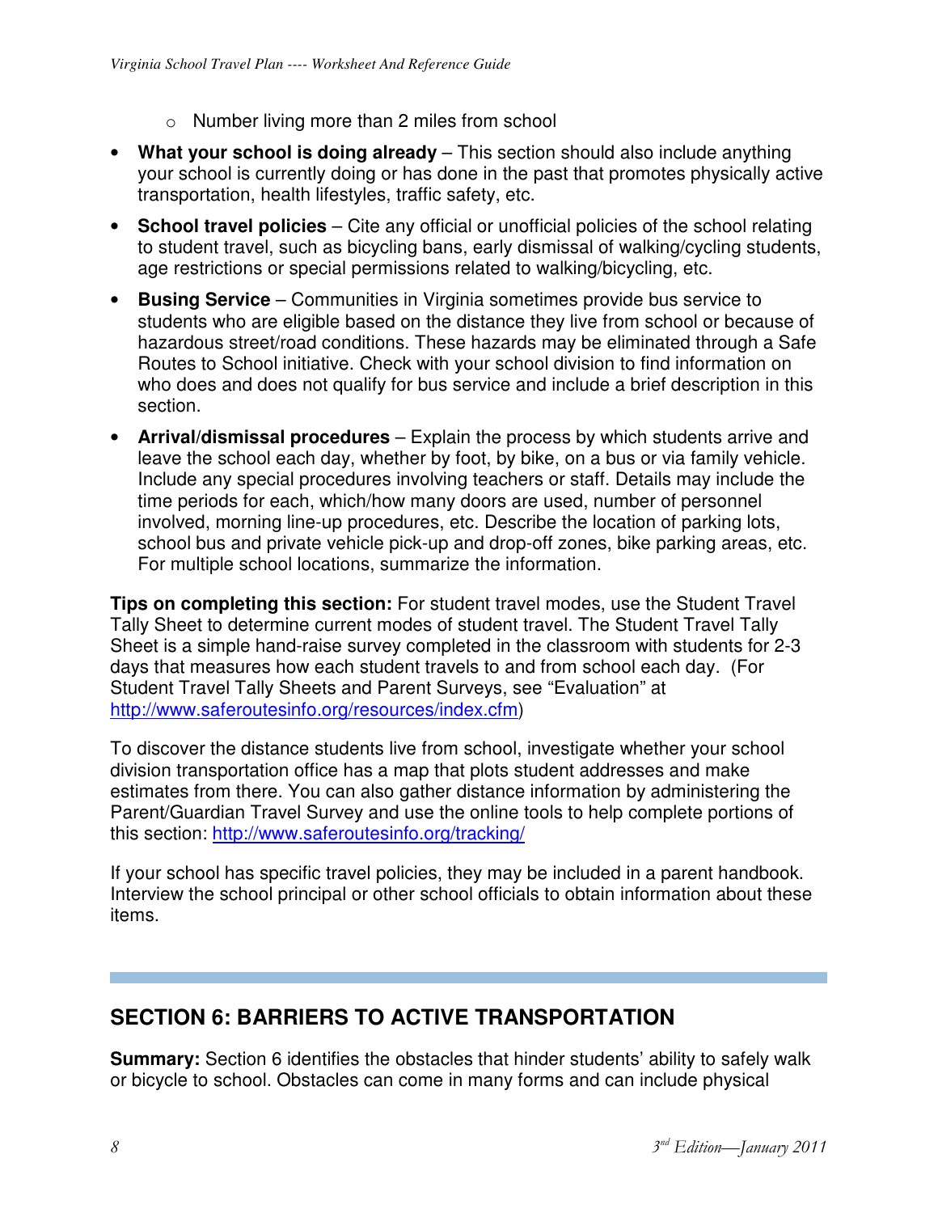- Number living more than 2 miles from school

- **What your school is doing already** – This section should also include anything your school is currently doing or has done in the past that promotes physically active transportation, health lifestyles, traffic safety, etc.

- **School travel policies** – Cite any official or unofficial policies of the school relating to student travel, such as bicycling bans, early dismissal of walking/cycling students, age restrictions or special permissions related to walking/bicycling, etc.

- **Busing Service** – Communities in Virginia sometimes provide bus service to students who are eligible based on the distance they live from school or because of hazardous street/road conditions. These hazards may be eliminated through a Safe Routes to School initiative. Check with your school division to find information on who does and does not qualify for bus service and include a brief description in this section.

- **Arrival/dismissal procedures** – Explain the process by which students arrive and leave the school each day, whether by foot, by bike, on a bus or via family vehicle. Include any special procedures involving teachers or staff. Details may include the time periods for each, which/how many doors are used, number of personnel involved, morning line-up procedures, etc. Describe the location of parking lots, school bus and private vehicle pick-up and drop-off zones, bike parking areas, etc. For multiple school locations, summarize the information.

**Tips on completing this section:** For student travel modes, use the Student Travel Tally Sheet to determine current modes of student travel. The Student Travel Tally Sheet is a simple hand-raise survey completed in the classroom with students for 2-3 days that measures how each student travels to and from school each day. (For Student Travel Tally Sheets and Parent Surveys, see "Evaluation" at http://www.saferoutesinfo.org/resources/index.cfm)

To discover the distance students live from school, investigate whether your school division transportation office has a map that plots student addresses and make estimates from there. You can also gather distance information by administering the Parent/Guardian Travel Survey and use the online tools to help complete portions of this section: http://www.saferoutesinfo.org/tracking/

If your school has specific travel policies, they may be included in a parent handbook. Interview the school principal or other school officials to obtain information about these items.

## SECTION 6: BARRIERS TO ACTIVE TRANSPORTATION

**Summary:** Section 6 identifies the obstacles that hinder students' ability to safely walk or bicycle to school. Obstacles can come in many forms and can include physical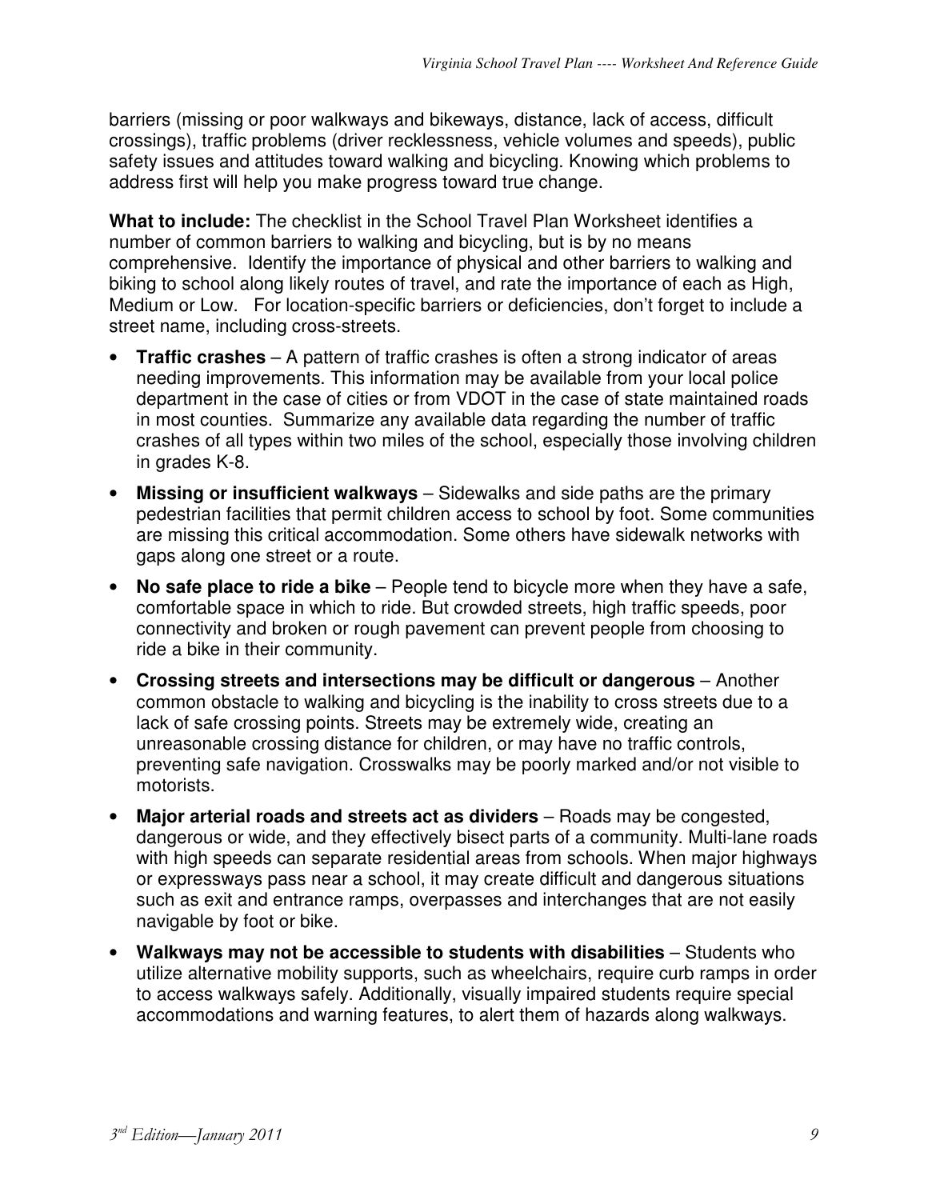barriers (missing or poor walkways and bikeways, distance, lack of access, difficult crossings), traffic problems (driver recklessness, vehicle volumes and speeds), public safety issues and attitudes toward walking and bicycling. Knowing which problems to address first will help you make progress toward true change.

**What to include:** The checklist in the School Travel Plan Worksheet identifies a number of common barriers to walking and bicycling, but is by no means comprehensive. Identify the importance of physical and other barriers to walking and biking to school along likely routes of travel, and rate the importance of each as High, Medium or Low. For location-specific barriers or deficiencies, don't forget to include a street name, including cross-streets.

- **Traffic crashes** – A pattern of traffic crashes is often a strong indicator of areas needing improvements. This information may be available from your local police department in the case of cities or from VDOT in the case of state maintained roads in most counties. Summarize any available data regarding the number of traffic crashes of all types within two miles of the school, especially those involving children in grades K-8.
- **Missing or insufficient walkways** – Sidewalks and side paths are the primary pedestrian facilities that permit children access to school by foot. Some communities are missing this critical accommodation. Some others have sidewalk networks with gaps along one street or a route.
- **No safe place to ride a bike** – People tend to bicycle more when they have a safe, comfortable space in which to ride. But crowded streets, high traffic speeds, poor connectivity and broken or rough pavement can prevent people from choosing to ride a bike in their community.
- **Crossing streets and intersections may be difficult or dangerous** – Another common obstacle to walking and bicycling is the inability to cross streets due to a lack of safe crossing points. Streets may be extremely wide, creating an unreasonable crossing distance for children, or may have no traffic controls, preventing safe navigation. Crosswalks may be poorly marked and/or not visible to motorists.
- **Major arterial roads and streets act as dividers** – Roads may be congested, dangerous or wide, and they effectively bisect parts of a community. Multi-lane roads with high speeds can separate residential areas from schools. When major highways or expressways pass near a school, it may create difficult and dangerous situations such as exit and entrance ramps, overpasses and interchanges that are not easily navigable by foot or bike.
- **Walkways may not be accessible to students with disabilities** – Students who utilize alternative mobility supports, such as wheelchairs, require curb ramps in order to access walkways safely. Additionally, visually impaired students require special accommodations and warning features, to alert them of hazards along walkways.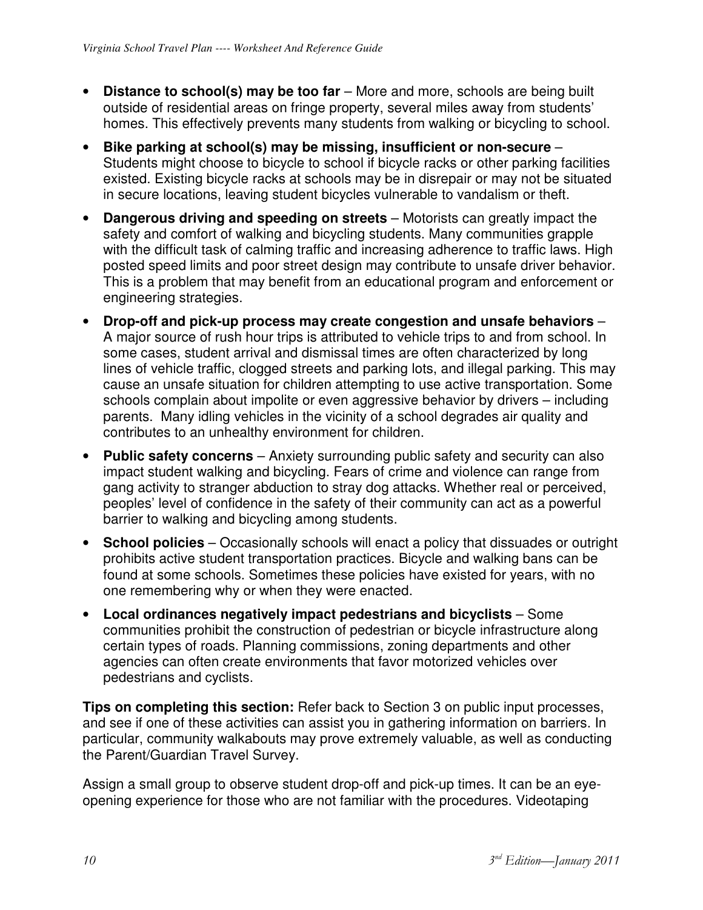- **Distance to school(s) may be too far** – More and more, schools are being built outside of residential areas on fringe property, several miles away from students' homes. This effectively prevents many students from walking or bicycling to school.
- **Bike parking at school(s) may be missing, insufficient or non-secure** – Students might choose to bicycle to school if bicycle racks or other parking facilities existed. Existing bicycle racks at schools may be in disrepair or may not be situated in secure locations, leaving student bicycles vulnerable to vandalism or theft.
- **Dangerous driving and speeding on streets** – Motorists can greatly impact the safety and comfort of walking and bicycling students. Many communities grapple with the difficult task of calming traffic and increasing adherence to traffic laws. High posted speed limits and poor street design may contribute to unsafe driver behavior. This is a problem that may benefit from an educational program and enforcement or engineering strategies.
- **Drop-off and pick-up process may create congestion and unsafe behaviors** – A major source of rush hour trips is attributed to vehicle trips to and from school. In some cases, student arrival and dismissal times are often characterized by long lines of vehicle traffic, clogged streets and parking lots, and illegal parking. This may cause an unsafe situation for children attempting to use active transportation. Some schools complain about impolite or even aggressive behavior by drivers – including parents. Many idling vehicles in the vicinity of a school degrades air quality and contributes to an unhealthy environment for children.
- **Public safety concerns** – Anxiety surrounding public safety and security can also impact student walking and bicycling. Fears of crime and violence can range from gang activity to stranger abduction to stray dog attacks. Whether real or perceived, peoples' level of confidence in the safety of their community can act as a powerful barrier to walking and bicycling among students.
- **School policies** – Occasionally schools will enact a policy that dissuades or outright prohibits active student transportation practices. Bicycle and walking bans can be found at some schools. Sometimes these policies have existed for years, with no one remembering why or when they were enacted.
- **Local ordinances negatively impact pedestrians and bicyclists** – Some communities prohibit the construction of pedestrian or bicycle infrastructure along certain types of roads. Planning commissions, zoning departments and other agencies can often create environments that favor motorized vehicles over pedestrians and cyclists.

**Tips on completing this section:** Refer back to Section 3 on public input processes, and see if one of these activities can assist you in gathering information on barriers. In particular, community walkabouts may prove extremely valuable, as well as conducting the Parent/Guardian Travel Survey.

Assign a small group to observe student drop-off and pick-up times. It can be an eye-opening experience for those who are not familiar with the procedures. Videotaping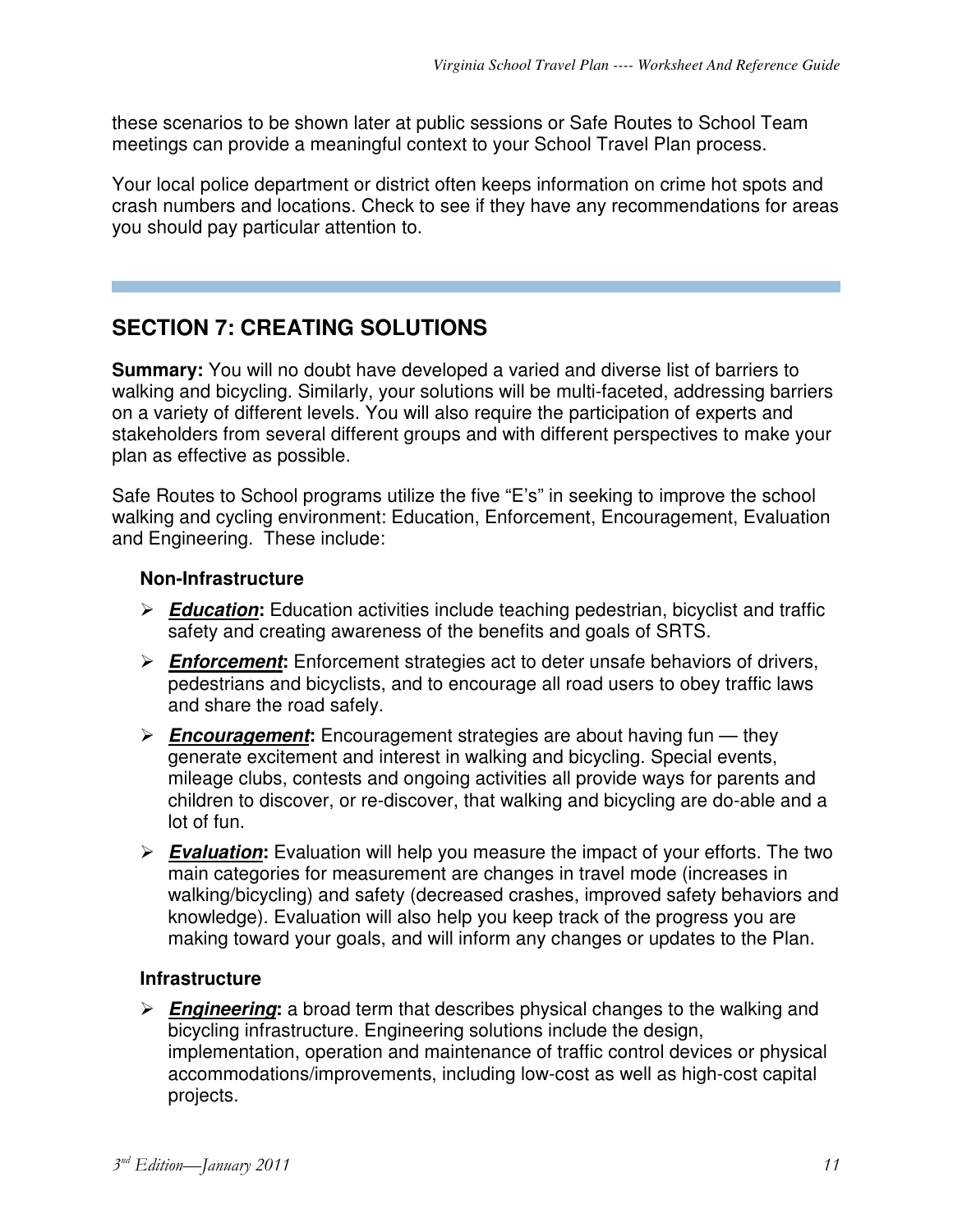these scenarios to be shown later at public sessions or Safe Routes to School Team meetings can provide a meaningful context to your School Travel Plan process.

Your local police department or district often keeps information on crime hot spots and crash numbers and locations. Check to see if they have any recommendations for areas you should pay particular attention to.

---

## SECTION 7: CREATING SOLUTIONS

**Summary:** You will no doubt have developed a varied and diverse list of barriers to walking and bicycling. Similarly, your solutions will be multi-faceted, addressing barriers on a variety of different levels. You will also require the participation of experts and stakeholders from several different groups and with different perspectives to make your plan as effective as possible.

Safe Routes to School programs utilize the five "E's" in seeking to improve the school walking and cycling environment: Education, Enforcement, Encouragement, Evaluation and Engineering. These include:

### Non-Infrastructure

- ***Education*:** Education activities include teaching pedestrian, bicyclist and traffic safety and creating awareness of the benefits and goals of SRTS.
- ***Enforcement*:** Enforcement strategies act to deter unsafe behaviors of drivers, pedestrians and bicyclists, and to encourage all road users to obey traffic laws and share the road safely.
- ***Encouragement*:** Encouragement strategies are about having fun — they generate excitement and interest in walking and bicycling. Special events, mileage clubs, contests and ongoing activities all provide ways for parents and children to discover, or re-discover, that walking and bicycling are do-able and a lot of fun.
- ***Evaluation*:** Evaluation will help you measure the impact of your efforts. The two main categories for measurement are changes in travel mode (increases in walking/bicycling) and safety (decreased crashes, improved safety behaviors and knowledge). Evaluation will also help you keep track of the progress you are making toward your goals, and will inform any changes or updates to the Plan.

### Infrastructure

- ***Engineering*:** a broad term that describes physical changes to the walking and bicycling infrastructure. Engineering solutions include the design, implementation, operation and maintenance of traffic control devices or physical accommodations/improvements, including low-cost as well as high-cost capital projects.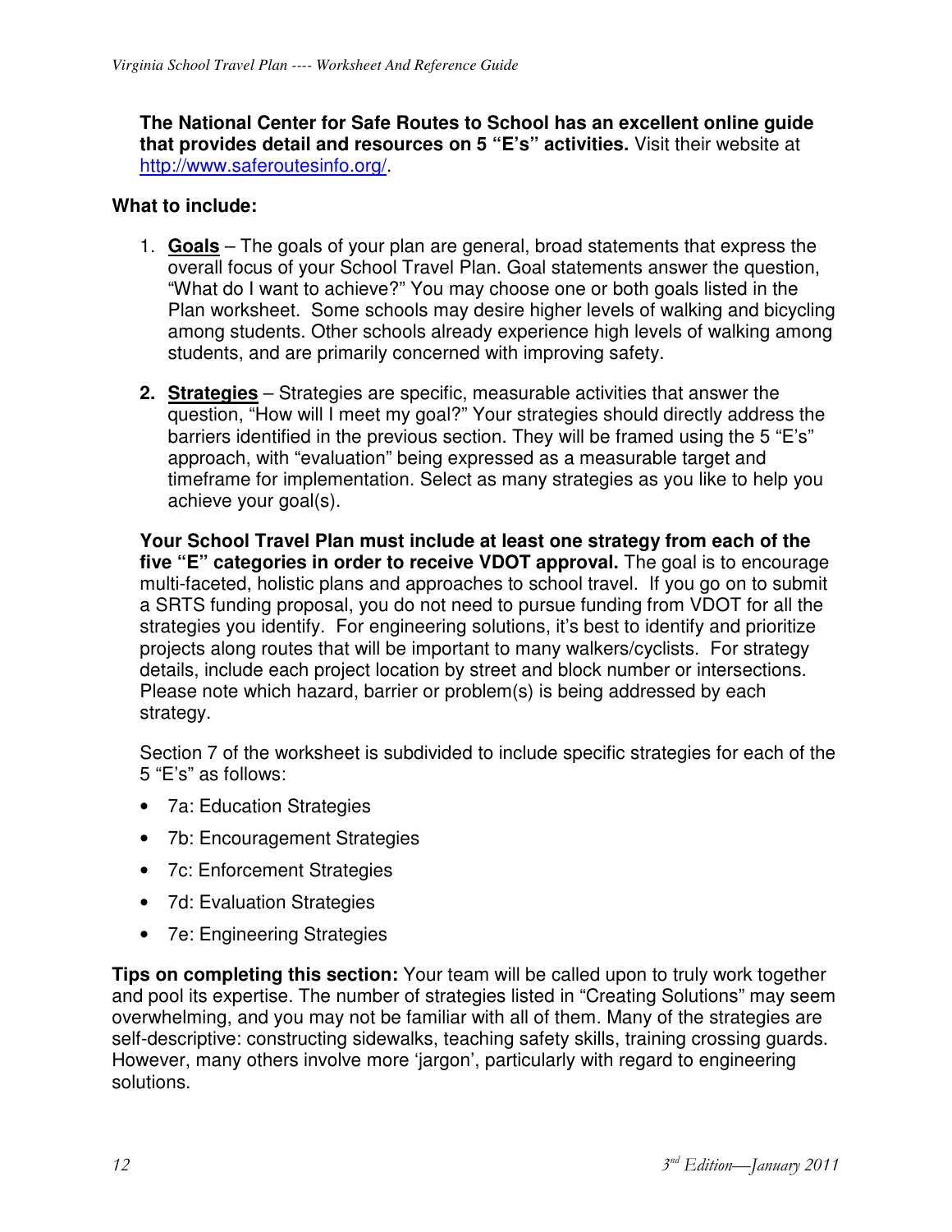**The National Center for Safe Routes to School has an excellent online guide that provides detail and resources on 5 "E's" activities.** Visit their website at http://www.saferoutesinfo.org/.

**What to include:**

1. **Goals** – The goals of your plan are general, broad statements that express the overall focus of your School Travel Plan. Goal statements answer the question, "What do I want to achieve?" You may choose one or both goals listed in the Plan worksheet. Some schools may desire higher levels of walking and bicycling among students. Other schools already experience high levels of walking among students, and are primarily concerned with improving safety.

2. **Strategies** – Strategies are specific, measurable activities that answer the question, "How will I meet my goal?" Your strategies should directly address the barriers identified in the previous section. They will be framed using the 5 "E's" approach, with "evaluation" being expressed as a measurable target and timeframe for implementation. Select as many strategies as you like to help you achieve your goal(s).

   **Your School Travel Plan must include at least one strategy from each of the five "E" categories in order to receive VDOT approval.** The goal is to encourage multi-faceted, holistic plans and approaches to school travel. If you go on to submit a SRTS funding proposal, you do not need to pursue funding from VDOT for all the strategies you identify. For engineering solutions, it's best to identify and prioritize projects along routes that will be important to many walkers/cyclists. For strategy details, include each project location by street and block number or intersections. Please note which hazard, barrier or problem(s) is being addressed by each strategy.

   Section 7 of the worksheet is subdivided to include specific strategies for each of the 5 "E's" as follows:

   - 7a: Education Strategies
   - 7b: Encouragement Strategies
   - 7c: Enforcement Strategies
   - 7d: Evaluation Strategies
   - 7e: Engineering Strategies

**Tips on completing this section:** Your team will be called upon to truly work together and pool its expertise. The number of strategies listed in "Creating Solutions" may seem overwhelming, and you may not be familiar with all of them. Many of the strategies are self-descriptive: constructing sidewalks, teaching safety skills, training crossing guards. However, many others involve more 'jargon', particularly with regard to engineering solutions.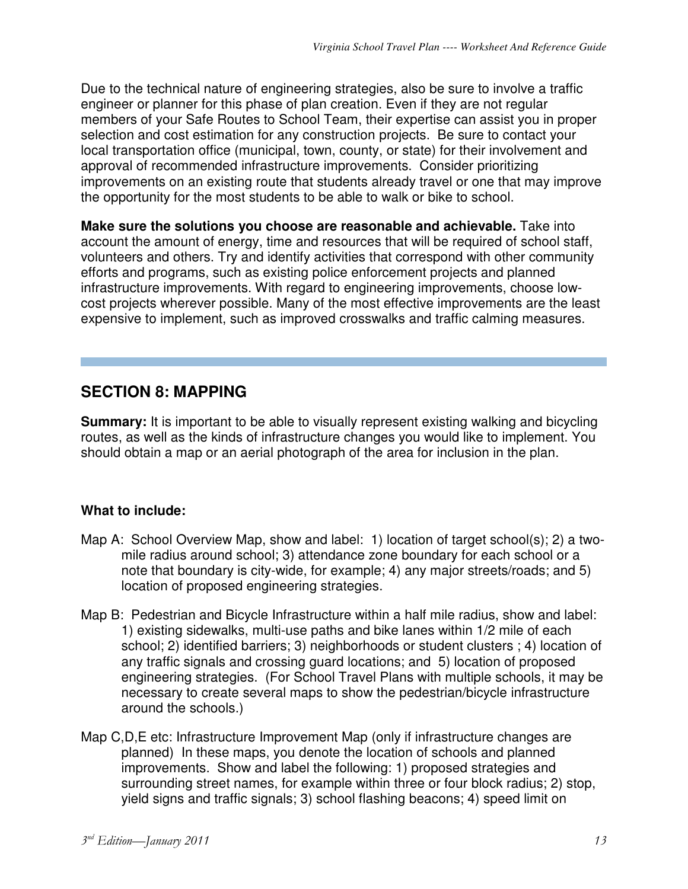Due to the technical nature of engineering strategies, also be sure to involve a traffic engineer or planner for this phase of plan creation. Even if they are not regular members of your Safe Routes to School Team, their expertise can assist you in proper selection and cost estimation for any construction projects. Be sure to contact your local transportation office (municipal, town, county, or state) for their involvement and approval of recommended infrastructure improvements. Consider prioritizing improvements on an existing route that students already travel or one that may improve the opportunity for the most students to be able to walk or bike to school.

**Make sure the solutions you choose are reasonable and achievable.** Take into account the amount of energy, time and resources that will be required of school staff, volunteers and others. Try and identify activities that correspond with other community efforts and programs, such as existing police enforcement projects and planned infrastructure improvements. With regard to engineering improvements, choose low-cost projects wherever possible. Many of the most effective improvements are the least expensive to implement, such as improved crosswalks and traffic calming measures.

## SECTION 8: MAPPING

**Summary:** It is important to be able to visually represent existing walking and bicycling routes, as well as the kinds of infrastructure changes you would like to implement. You should obtain a map or an aerial photograph of the area for inclusion in the plan.

**What to include:**

Map A: School Overview Map, show and label: 1) location of target school(s); 2) a two-mile radius around school; 3) attendance zone boundary for each school or a note that boundary is city-wide, for example; 4) any major streets/roads; and 5) location of proposed engineering strategies.

Map B: Pedestrian and Bicycle Infrastructure within a half mile radius, show and label: 1) existing sidewalks, multi-use paths and bike lanes within 1/2 mile of each school; 2) identified barriers; 3) neighborhoods or student clusters ; 4) location of any traffic signals and crossing guard locations; and 5) location of proposed engineering strategies. (For School Travel Plans with multiple schools, it may be necessary to create several maps to show the pedestrian/bicycle infrastructure around the schools.)

Map C,D,E etc: Infrastructure Improvement Map (only if infrastructure changes are planned) In these maps, you denote the location of schools and planned improvements. Show and label the following: 1) proposed strategies and surrounding street names, for example within three or four block radius; 2) stop, yield signs and traffic signals; 3) school flashing beacons; 4) speed limit on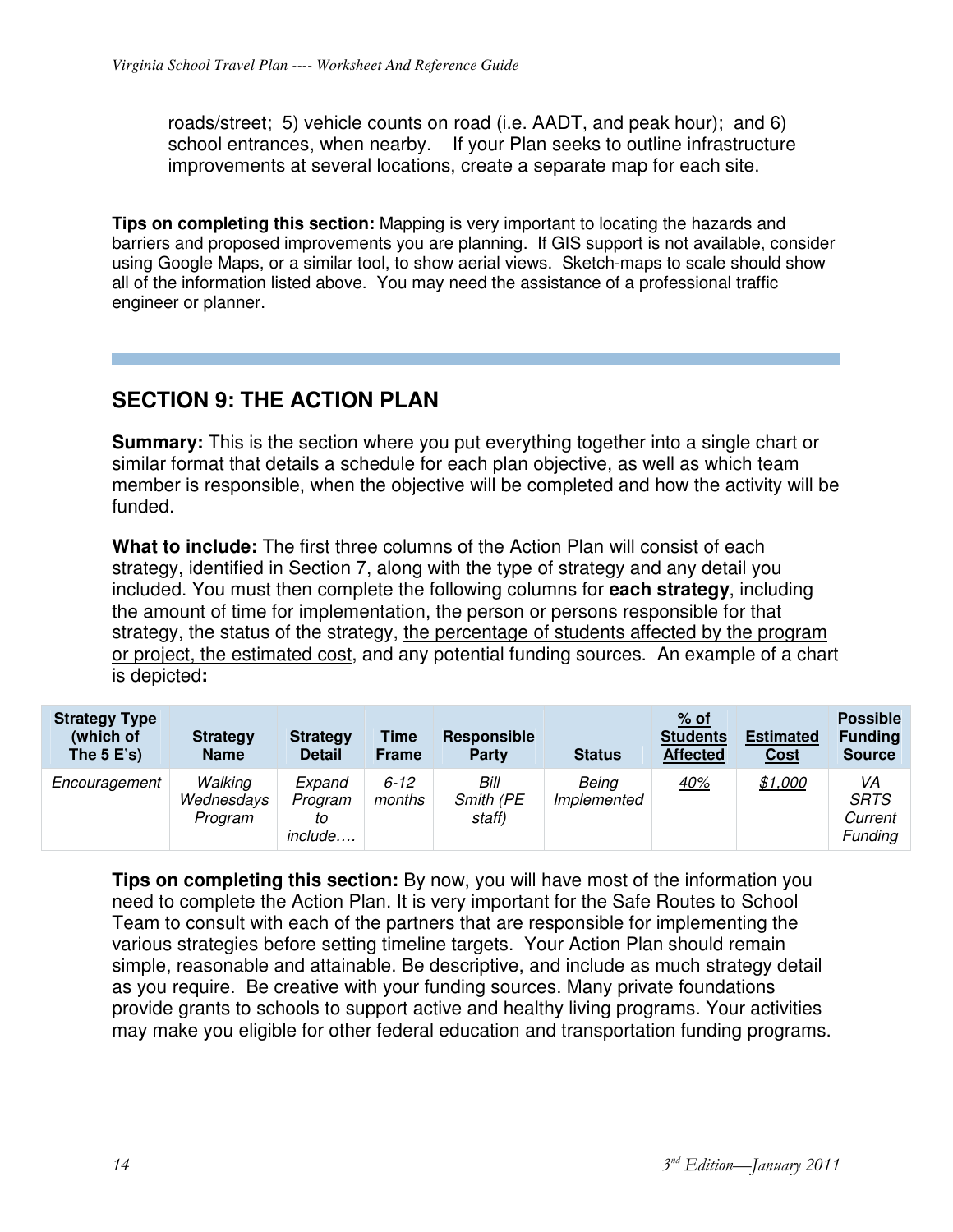roads/street; 5) vehicle counts on road (i.e. AADT, and peak hour); and 6) school entrances, when nearby. If your Plan seeks to outline infrastructure improvements at several locations, create a separate map for each site.

**Tips on completing this section:** Mapping is very important to locating the hazards and barriers and proposed improvements you are planning. If GIS support is not available, consider using Google Maps, or a similar tool, to show aerial views. Sketch-maps to scale should show all of the information listed above. You may need the assistance of a professional traffic engineer or planner.

## SECTION 9: THE ACTION PLAN

**Summary:** This is the section where you put everything together into a single chart or similar format that details a schedule for each plan objective, as well as which team member is responsible, when the objective will be completed and how the activity will be funded.

**What to include:** The first three columns of the Action Plan will consist of each strategy, identified in Section 7, along with the type of strategy and any detail you included. You must then complete the following columns for **each strategy**, including the amount of time for implementation, the person or persons responsible for that strategy, the status of the strategy, the percentage of students affected by the program or project, the estimated cost, and any potential funding sources. An example of a chart is depicted**:**

| Strategy Type (which of The 5 E's) | Strategy Name | Strategy Detail | Time Frame | Responsible Party | Status | % of Students Affected | Estimated Cost | Possible Funding Source |
|---|---|---|---|---|---|---|---|---|
| *Encouragement* | *Walking Wednesdays Program* | *Expand Program to include….* | *6-12 months* | *Bill Smith (PE staff)* | *Being Implemented* | *40%* | *$1,000* | *VA SRTS Current Funding* |

**Tips on completing this section:** By now, you will have most of the information you need to complete the Action Plan. It is very important for the Safe Routes to School Team to consult with each of the partners that are responsible for implementing the various strategies before setting timeline targets. Your Action Plan should remain simple, reasonable and attainable. Be descriptive, and include as much strategy detail as you require. Be creative with your funding sources. Many private foundations provide grants to schools to support active and healthy living programs. Your activities may make you eligible for other federal education and transportation funding programs.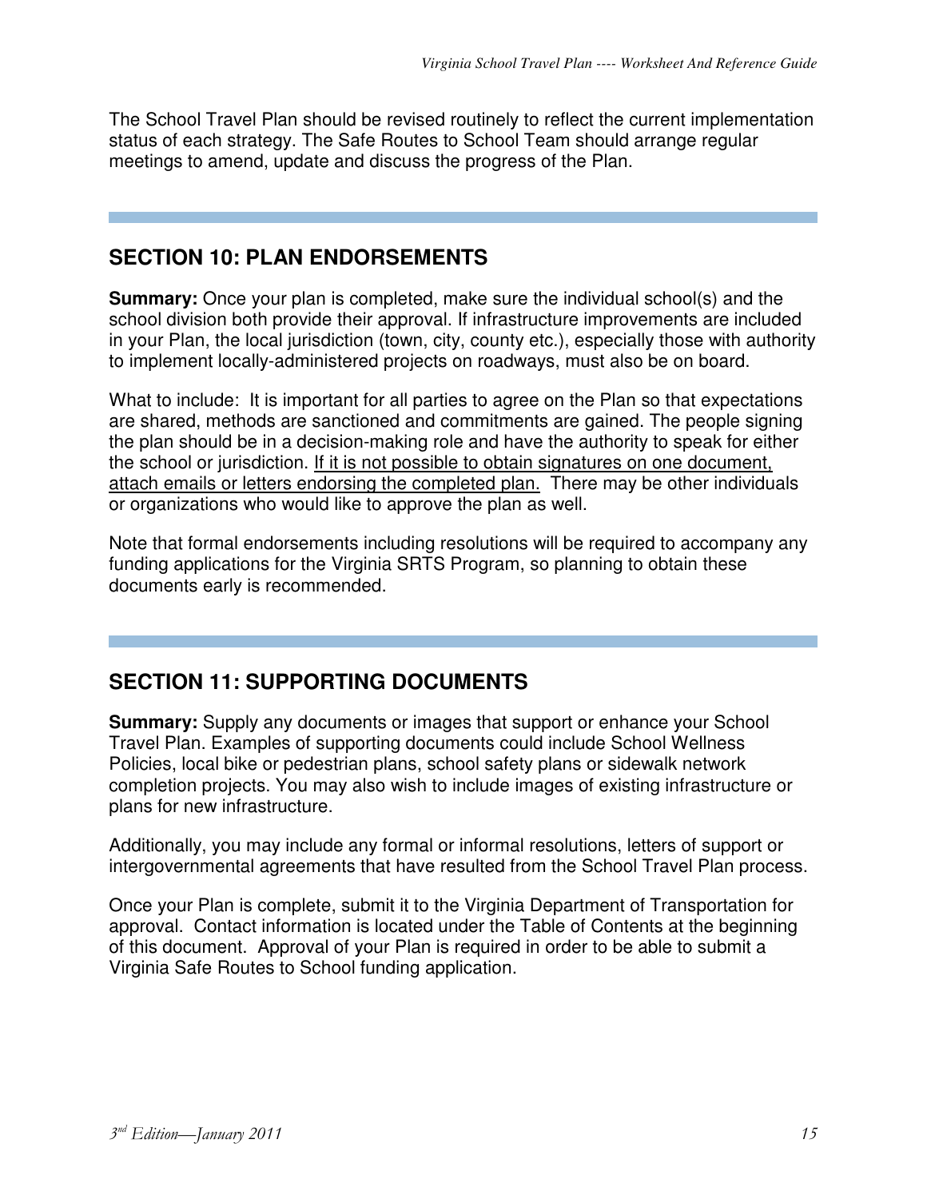The School Travel Plan should be revised routinely to reflect the current implementation status of each strategy. The Safe Routes to School Team should arrange regular meetings to amend, update and discuss the progress of the Plan.

## SECTION 10: PLAN ENDORSEMENTS

**Summary:** Once your plan is completed, make sure the individual school(s) and the school division both provide their approval. If infrastructure improvements are included in your Plan, the local jurisdiction (town, city, county etc.), especially those with authority to implement locally-administered projects on roadways, must also be on board.

What to include: It is important for all parties to agree on the Plan so that expectations are shared, methods are sanctioned and commitments are gained. The people signing the plan should be in a decision-making role and have the authority to speak for either the school or jurisdiction. If it is not possible to obtain signatures on one document, attach emails or letters endorsing the completed plan. There may be other individuals or organizations who would like to approve the plan as well.

Note that formal endorsements including resolutions will be required to accompany any funding applications for the Virginia SRTS Program, so planning to obtain these documents early is recommended.

## SECTION 11: SUPPORTING DOCUMENTS

**Summary:** Supply any documents or images that support or enhance your School Travel Plan. Examples of supporting documents could include School Wellness Policies, local bike or pedestrian plans, school safety plans or sidewalk network completion projects. You may also wish to include images of existing infrastructure or plans for new infrastructure.

Additionally, you may include any formal or informal resolutions, letters of support or intergovernmental agreements that have resulted from the School Travel Plan process.

Once your Plan is complete, submit it to the Virginia Department of Transportation for approval. Contact information is located under the Table of Contents at the beginning of this document. Approval of your Plan is required in order to be able to submit a Virginia Safe Routes to School funding application.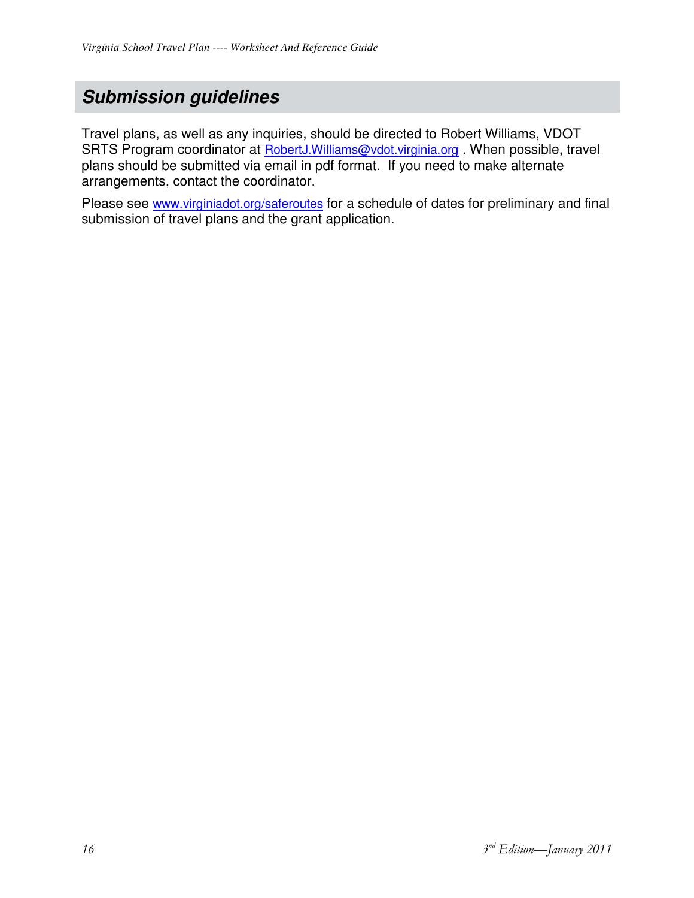## Submission guidelines

Travel plans, as well as any inquiries, should be directed to Robert Williams, VDOT SRTS Program coordinator at RobertJ.Williams@vdot.virginia.org . When possible, travel plans should be submitted via email in pdf format. If you need to make alternate arrangements, contact the coordinator.

Please see www.virginiadot.org/saferoutes for a schedule of dates for preliminary and final submission of travel plans and the grant application.